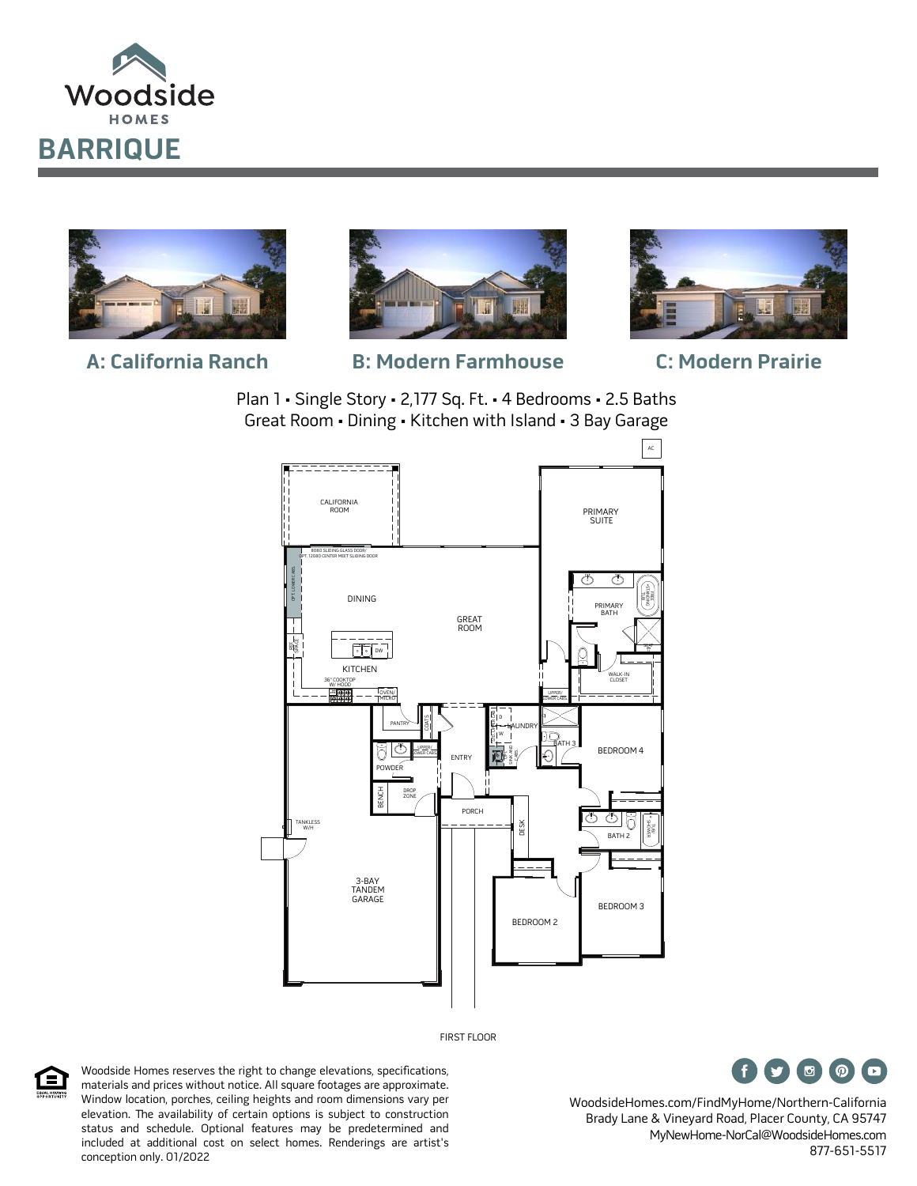Woodside
HOMES

# BARRIQUE

**A: California Ranch** | **B: Modern Farmhouse** | **C: Modern Prairie**

Plan 1 • Single Story • 2,177 Sq. Ft. • 4 Bedrooms • 2.5 Baths
Great Room • Dining • Kitchen with Island • 3 Bay Garage

AC

CALIFORNIA ROOM

PRIMARY SUITE

8080 SLIDING GLASS DOOR/ OPT. 12080 CENTER MEET SLIDING DOOR

OPT. LOWER CABS

DINING

GREAT ROOM

PRIMARY BATH

OPT. FREESTANDING TUB

DW

KITCHEN

36" COOKTOP W/ HOOD

OVEN/ MICRO

UPPER/ LOWER CABS

WALK-IN CLOSET

PANTRY

COATS

LAUNDRY

D

W

BATH 3

BEDROOM 4

UPPER/ LOWER CABS

POWDER

ENTRY

BENCH

DROP ZONE

PORCH

DESK

TANKLESS W/H

BATH 2

3-BAY TANDEM GARAGE

BEDROOM 2

BEDROOM 3

FIRST FLOOR

Woodside Homes reserves the right to change elevations, specifications, materials and prices without notice. All square footages are approximate. Window location, porches, ceiling heights and room dimensions vary per elevation. The availability of certain options is subject to construction status and schedule. Optional features may be predetermined and included at additional cost on select homes. Renderings are artist's conception only. 01/2022

WoodsideHomes.com/FindMyHome/Northern-California
Brady Lane & Vineyard Road, Placer County, CA 95747
MyNewHome-NorCal@WoodsideHomes.com
877-651-5517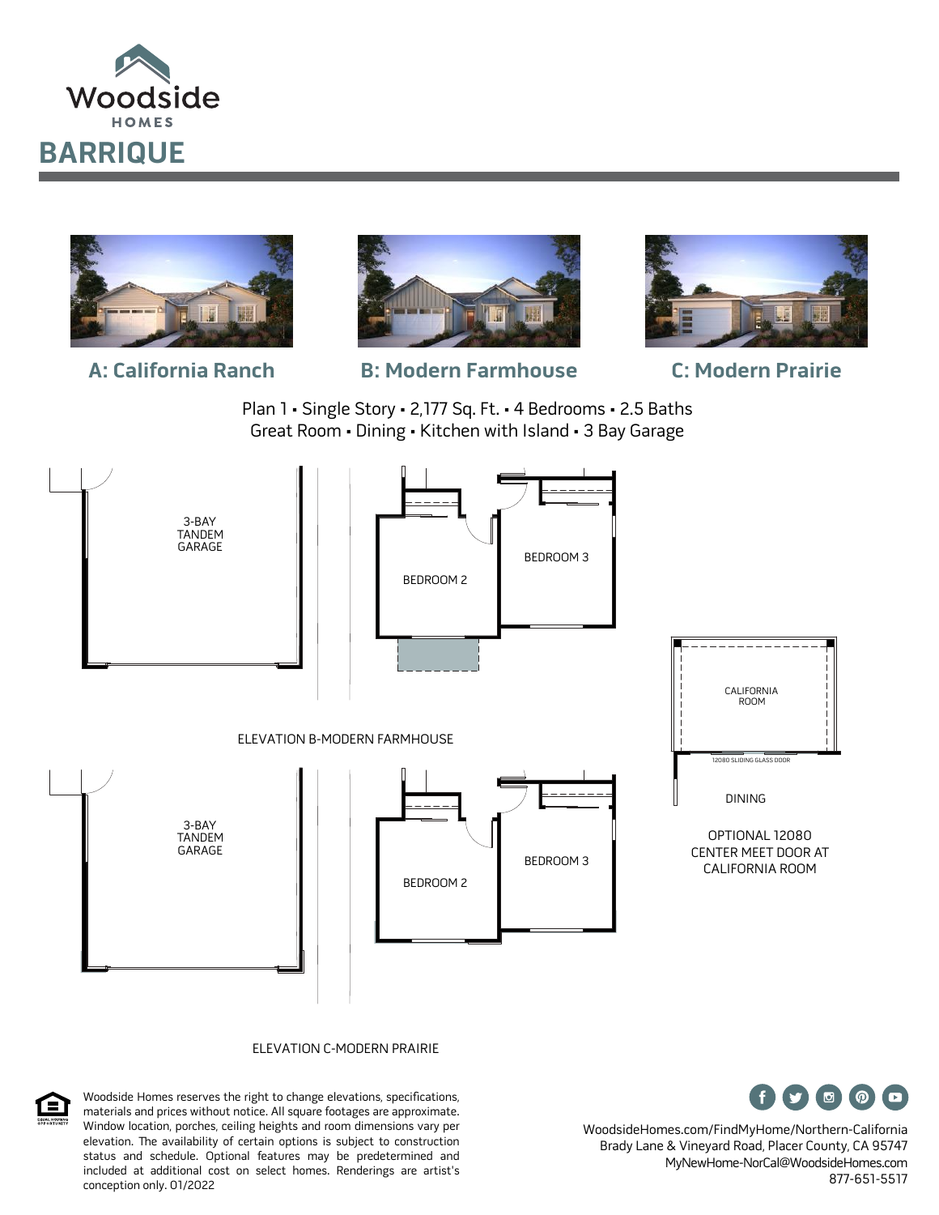# BARRIQUE

A: California Ranch

B: Modern Farmhouse

C: Modern Prairie

Plan 1 • Single Story • 2,177 Sq. Ft. • 4 Bedrooms • 2.5 Baths
Great Room • Dining • Kitchen with Island • 3 Bay Garage

3-BAY
TANDEM
GARAGE

BEDROOM 2

BEDROOM 3

ELEVATION B-MODERN FARMHOUSE

CALIFORNIA
ROOM

12080 SLIDING GLASS DOOR

DINING

OPTIONAL 12080
CENTER MEET DOOR AT
CALIFORNIA ROOM

3-BAY
TANDEM
GARAGE

BEDROOM 2

BEDROOM 3

ELEVATION C-MODERN PRAIRIE

Woodside Homes reserves the right to change elevations, specifications, materials and prices without notice. All square footages are approximate. Window location, porches, ceiling heights and room dimensions vary per elevation. The availability of certain options is subject to construction status and schedule. Optional features may be predetermined and included at additional cost on select homes. Renderings are artist's conception only. 01/2022

WoodsideHomes.com/FindMyHome/Northern-California
Brady Lane & Vineyard Road, Placer County, CA 95747
MyNewHome-NorCal@WoodsideHomes.com
877-651-5517